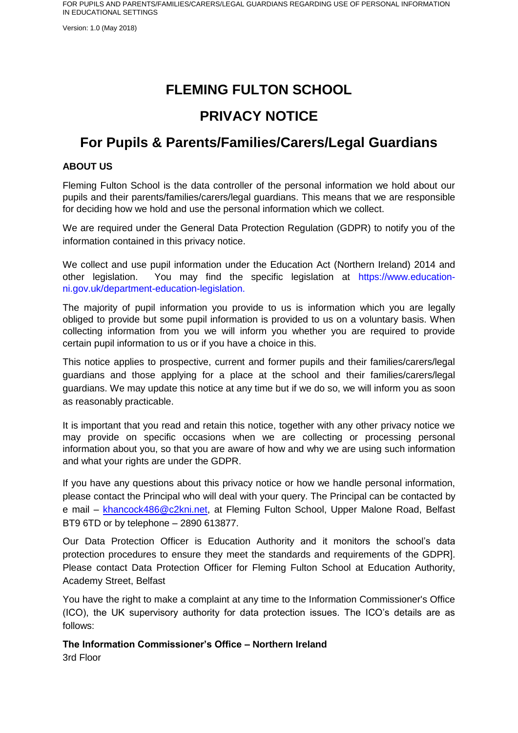# FLEMING FULTON SCHOOL

# PRIVACY NOTICE

## For Pupils & Parents/Families/Carers/Legal Guardians

**ABOUT US**

Fleming Fulton School is the data controller of the personal information we hold about our pupils and their parents/families/carers/legal guardians. This means that we are responsible for deciding how we hold and use the personal information which we collect.

We are required under the General Data Protection Regulation (GDPR) to notify you of the information contained in this privacy notice.

We collect and use pupil information under the Education Act (Northern Ireland) 2014 and other legislation. You may find the specific legislation at https://www.education-ni.gov.uk/department-education-legislation.

The majority of pupil information you provide to us is information which you are legally obliged to provide but some pupil information is provided to us on a voluntary basis. When collecting information from you we will inform you whether you are required to provide certain pupil information to us or if you have a choice in this.

This notice applies to prospective, current and former pupils and their families/carers/legal guardians and those applying for a place at the school and their families/carers/legal guardians. We may update this notice at any time but if we do so, we will inform you as soon as reasonably practicable.

It is important that you read and retain this notice, together with any other privacy notice we may provide on specific occasions when we are collecting or processing personal information about you, so that you are aware of how and why we are using such information and what your rights are under the GDPR.

If you have any questions about this privacy notice or how we handle personal information, please contact the Principal who will deal with your query. The Principal can be contacted by e mail – khancock486@c2kni.net, at Fleming Fulton School, Upper Malone Road, Belfast BT9 6TD or by telephone – 2890 613877.

Our Data Protection Officer is Education Authority and it monitors the school's data protection procedures to ensure they meet the standards and requirements of the GDPR]. Please contact Data Protection Officer for Fleming Fulton School at Education Authority, Academy Street, Belfast

You have the right to make a complaint at any time to the Information Commissioner's Office (ICO), the UK supervisory authority for data protection issues. The ICO's details are as follows:

**The Information Commissioner's Office – Northern Ireland**
3rd Floor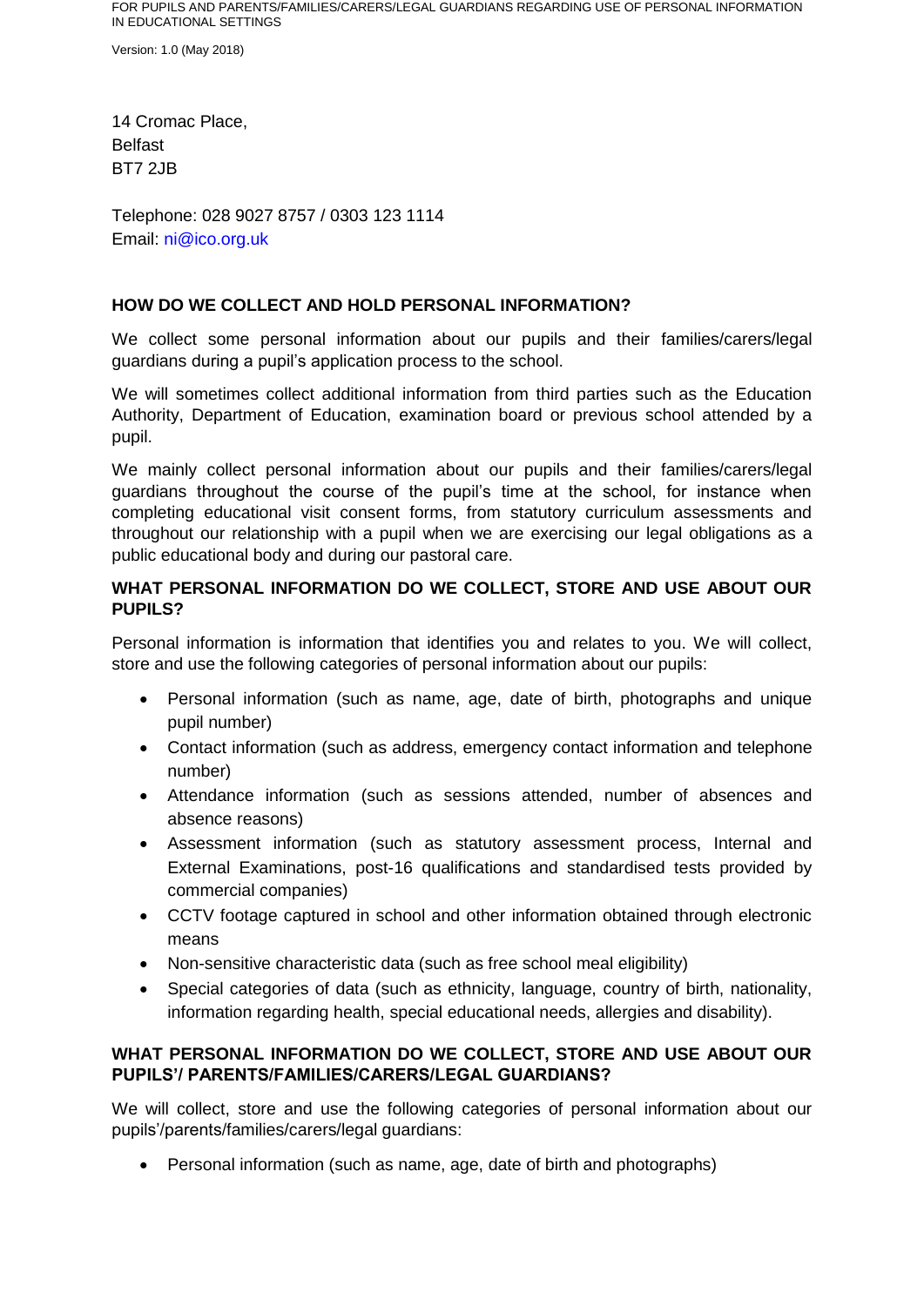14 Cromac Place,
Belfast
BT7 2JB

Telephone: 028 9027 8757 / 0303 123 1114
Email: ni@ico.org.uk

**HOW DO WE COLLECT AND HOLD PERSONAL INFORMATION?**

We collect some personal information about our pupils and their families/carers/legal guardians during a pupil's application process to the school.

We will sometimes collect additional information from third parties such as the Education Authority, Department of Education, examination board or previous school attended by a pupil.

We mainly collect personal information about our pupils and their families/carers/legal guardians throughout the course of the pupil's time at the school, for instance when completing educational visit consent forms, from statutory curriculum assessments and throughout our relationship with a pupil when we are exercising our legal obligations as a public educational body and during our pastoral care.

**WHAT PERSONAL INFORMATION DO WE COLLECT, STORE AND USE ABOUT OUR PUPILS?**

Personal information is information that identifies you and relates to you. We will collect, store and use the following categories of personal information about our pupils:

- Personal information (such as name, age, date of birth, photographs and unique pupil number)
- Contact information (such as address, emergency contact information and telephone number)
- Attendance information (such as sessions attended, number of absences and absence reasons)
- Assessment information (such as statutory assessment process, Internal and External Examinations, post-16 qualifications and standardised tests provided by commercial companies)
- CCTV footage captured in school and other information obtained through electronic means
- Non-sensitive characteristic data (such as free school meal eligibility)
- Special categories of data (such as ethnicity, language, country of birth, nationality, information regarding health, special educational needs, allergies and disability).

**WHAT PERSONAL INFORMATION DO WE COLLECT, STORE AND USE ABOUT OUR PUPILS'/ PARENTS/FAMILIES/CARERS/LEGAL GUARDIANS?**

We will collect, store and use the following categories of personal information about our pupils'/parents/families/carers/legal guardians:

- Personal information (such as name, age, date of birth and photographs)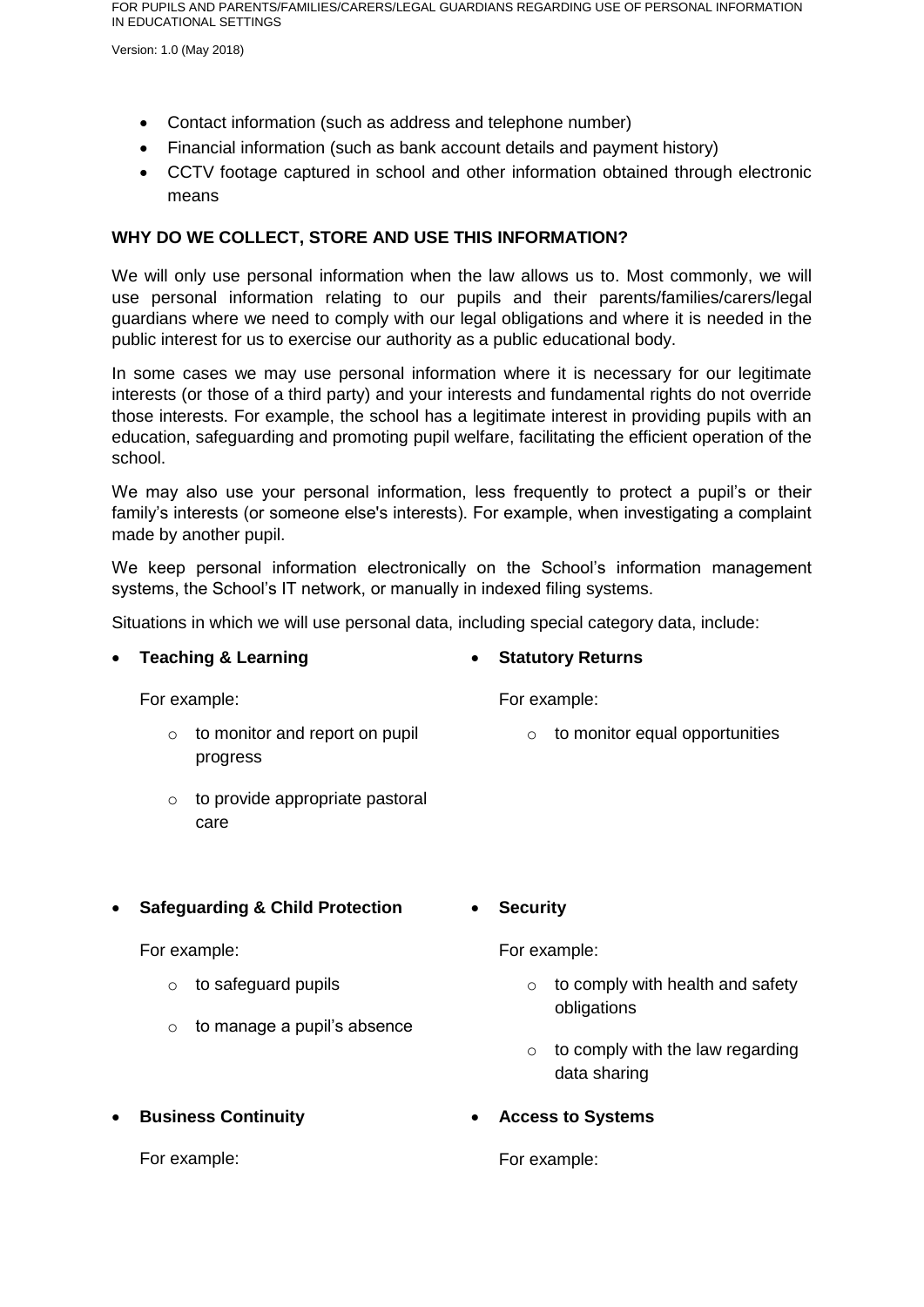- Contact information (such as address and telephone number)
- Financial information (such as bank account details and payment history)
- CCTV footage captured in school and other information obtained through electronic means

**WHY DO WE COLLECT, STORE AND USE THIS INFORMATION?**

We will only use personal information when the law allows us to. Most commonly, we will use personal information relating to our pupils and their parents/families/carers/legal guardians where we need to comply with our legal obligations and where it is needed in the public interest for us to exercise our authority as a public educational body.

In some cases we may use personal information where it is necessary for our legitimate interests (or those of a third party) and your interests and fundamental rights do not override those interests. For example, the school has a legitimate interest in providing pupils with an education, safeguarding and promoting pupil welfare, facilitating the efficient operation of the school.

We may also use your personal information, less frequently to protect a pupil's or their family's interests (or someone else's interests). For example, when investigating a complaint made by another pupil.

We keep personal information electronically on the School's information management systems, the School's IT network, or manually in indexed filing systems.

Situations in which we will use personal data, including special category data, include:

- **Teaching & Learning**

  For example:

  - to monitor and report on pupil progress
  - to provide appropriate pastoral care

- **Statutory Returns**

  For example:

  - to monitor equal opportunities

- **Safeguarding & Child Protection**

  For example:

  - to safeguard pupils
  - to manage a pupil's absence

- **Security**

  For example:

  - to comply with health and safety obligations
  - to comply with the law regarding data sharing

- **Business Continuity**

  For example:

- **Access to Systems**

  For example: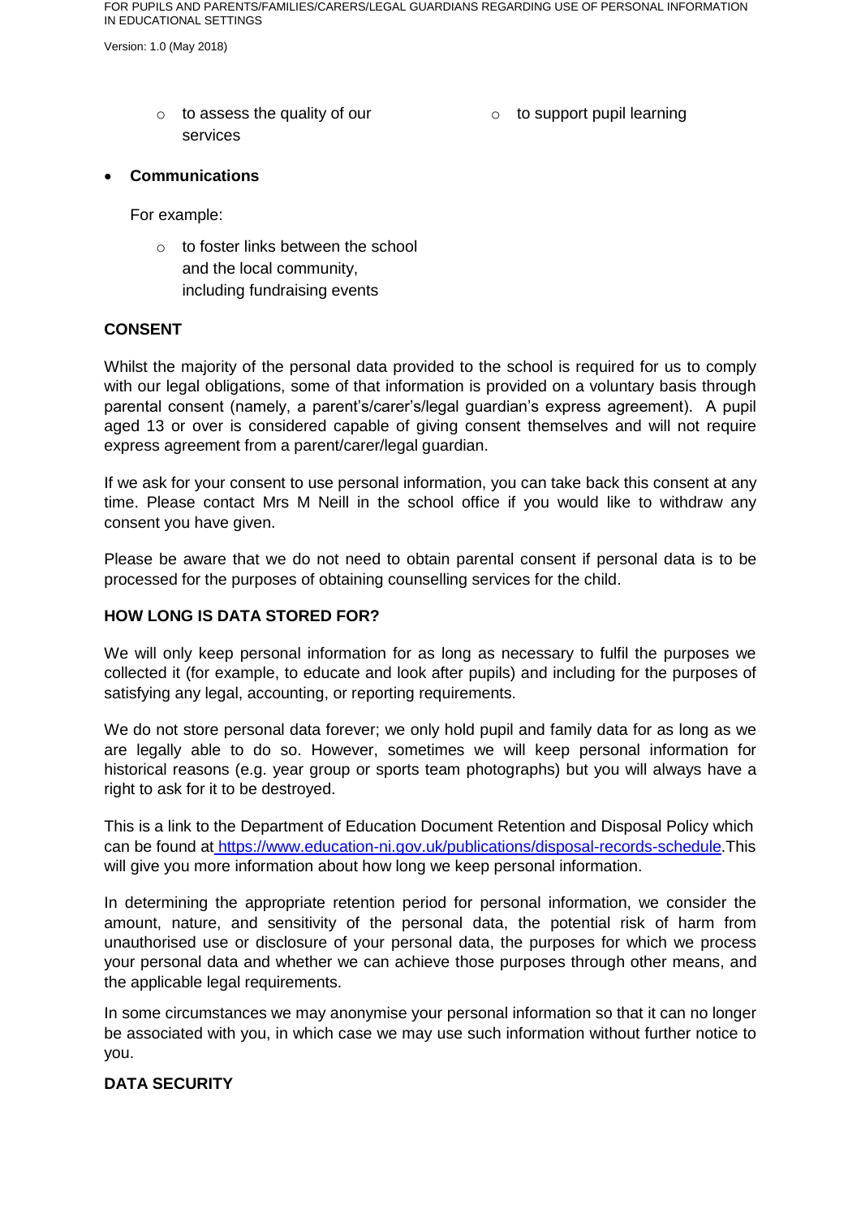- to assess the quality of our services
- to support pupil learning

- **Communications**

  For example:

  - to foster links between the school and the local community, including fundraising events

**CONSENT**

Whilst the majority of the personal data provided to the school is required for us to comply with our legal obligations, some of that information is provided on a voluntary basis through parental consent (namely, a parent's/carer's/legal guardian's express agreement). A pupil aged 13 or over is considered capable of giving consent themselves and will not require express agreement from a parent/carer/legal guardian.

If we ask for your consent to use personal information, you can take back this consent at any time. Please contact Mrs M Neill in the school office if you would like to withdraw any consent you have given.

Please be aware that we do not need to obtain parental consent if personal data is to be processed for the purposes of obtaining counselling services for the child.

**HOW LONG IS DATA STORED FOR?**

We will only keep personal information for as long as necessary to fulfil the purposes we collected it (for example, to educate and look after pupils) and including for the purposes of satisfying any legal, accounting, or reporting requirements.

We do not store personal data forever; we only hold pupil and family data for as long as we are legally able to do so. However, sometimes we will keep personal information for historical reasons (e.g. year group or sports team photographs) but you will always have a right to ask for it to be destroyed.

This is a link to the Department of Education Document Retention and Disposal Policy which can be found at https://www.education-ni.gov.uk/publications/disposal-records-schedule. This will give you more information about how long we keep personal information.

In determining the appropriate retention period for personal information, we consider the amount, nature, and sensitivity of the personal data, the potential risk of harm from unauthorised use or disclosure of your personal data, the purposes for which we process your personal data and whether we can achieve those purposes through other means, and the applicable legal requirements.

In some circumstances we may anonymise your personal information so that it can no longer be associated with you, in which case we may use such information without further notice to you.

**DATA SECURITY**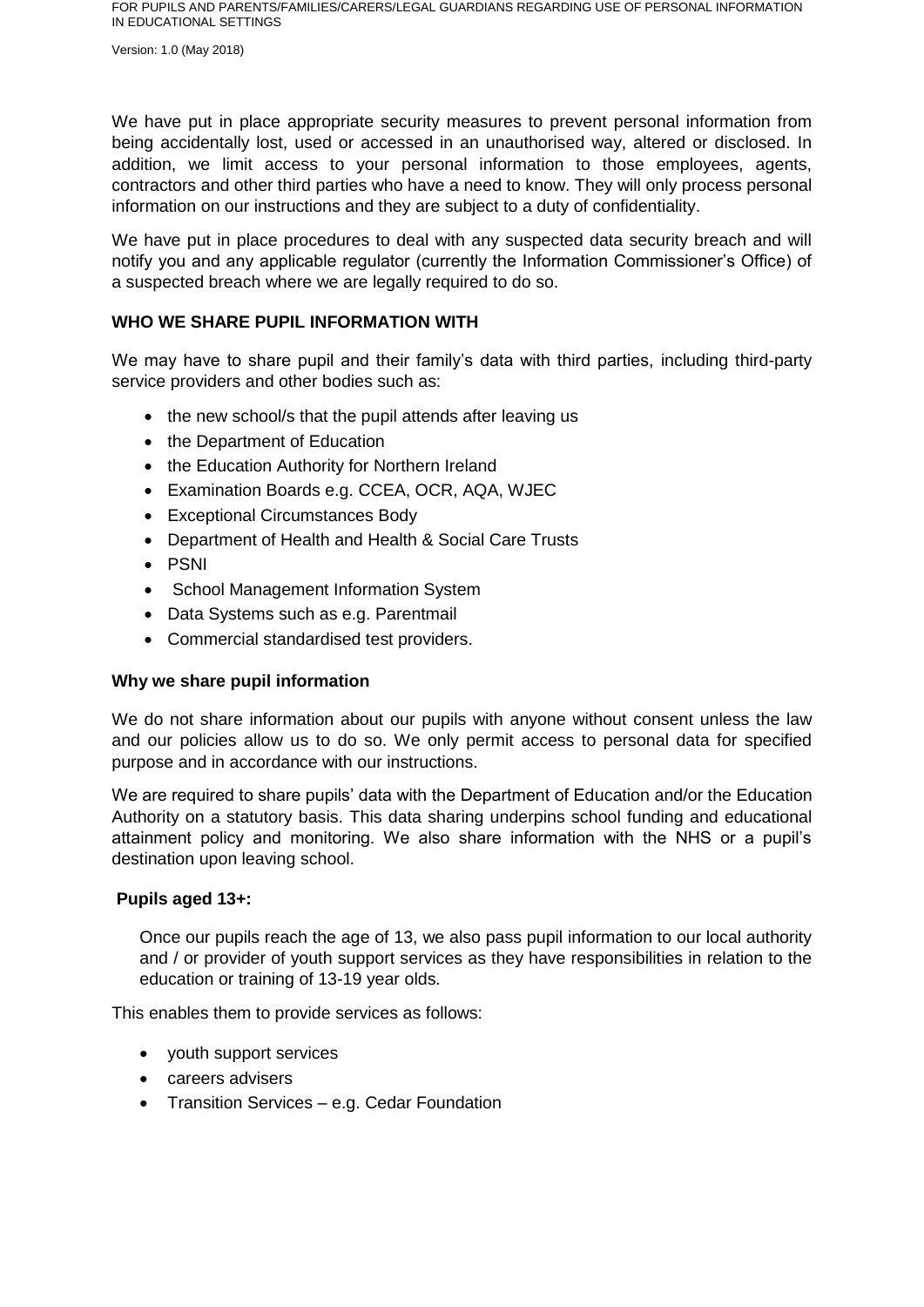We have put in place appropriate security measures to prevent personal information from being accidentally lost, used or accessed in an unauthorised way, altered or disclosed. In addition, we limit access to your personal information to those employees, agents, contractors and other third parties who have a need to know. They will only process personal information on our instructions and they are subject to a duty of confidentiality.

We have put in place procedures to deal with any suspected data security breach and will notify you and any applicable regulator (currently the Information Commissioner's Office) of a suspected breach where we are legally required to do so.

## WHO WE SHARE PUPIL INFORMATION WITH

We may have to share pupil and their family's data with third parties, including third-party service providers and other bodies such as:

- the new school/s that the pupil attends after leaving us
- the Department of Education
- the Education Authority for Northern Ireland
- Examination Boards e.g. CCEA, OCR, AQA, WJEC
- Exceptional Circumstances Body
- Department of Health and Health & Social Care Trusts
- PSNI
- School Management Information System
- Data Systems such as e.g. Parentmail
- Commercial standardised test providers.

### Why we share pupil information

We do not share information about our pupils with anyone without consent unless the law and our policies allow us to do so. We only permit access to personal data for specified purpose and in accordance with our instructions.

We are required to share pupils' data with the Department of Education and/or the Education Authority on a statutory basis. This data sharing underpins school funding and educational attainment policy and monitoring. We also share information with the NHS or a pupil's destination upon leaving school.

### Pupils aged 13+:

Once our pupils reach the age of 13, we also pass pupil information to our local authority and / or provider of youth support services as they have responsibilities in relation to the education or training of 13-19 year olds.

This enables them to provide services as follows:

- youth support services
- careers advisers
- Transition Services – e.g. Cedar Foundation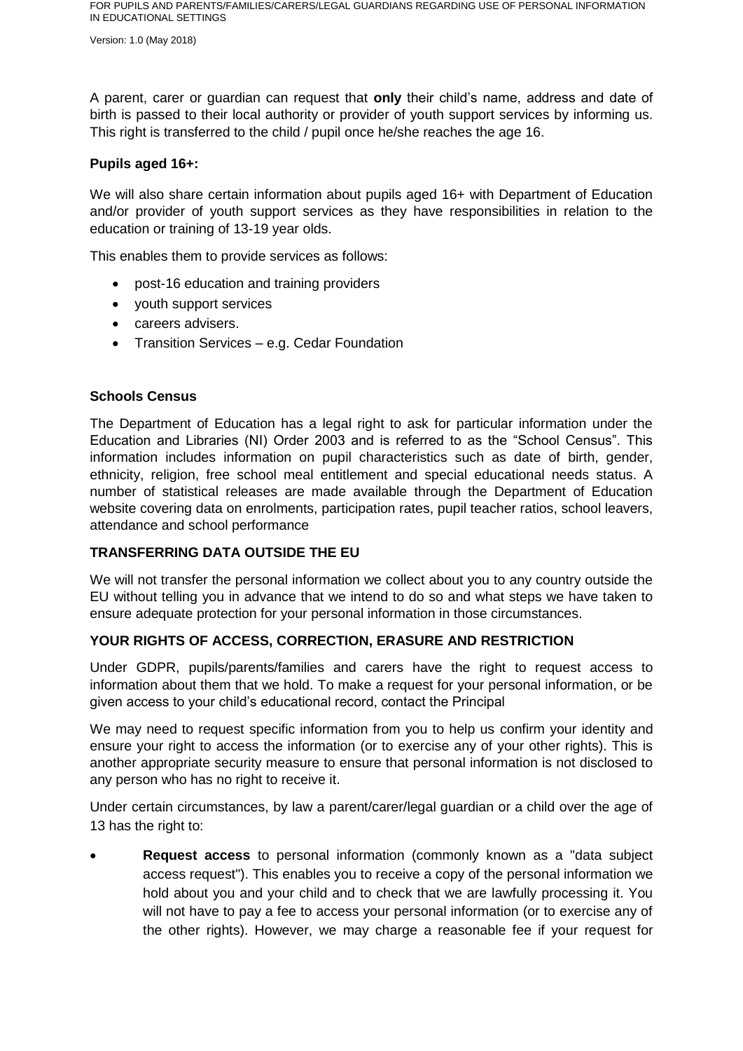A parent, carer or guardian can request that **only** their child's name, address and date of birth is passed to their local authority or provider of youth support services by informing us. This right is transferred to the child / pupil once he/she reaches the age 16.

**Pupils aged 16+:**

We will also share certain information about pupils aged 16+ with Department of Education and/or provider of youth support services as they have responsibilities in relation to the education or training of 13-19 year olds.

This enables them to provide services as follows:

- post-16 education and training providers
- youth support services
- careers advisers.
- Transition Services – e.g. Cedar Foundation

**Schools Census**

The Department of Education has a legal right to ask for particular information under the Education and Libraries (NI) Order 2003 and is referred to as the "School Census". This information includes information on pupil characteristics such as date of birth, gender, ethnicity, religion, free school meal entitlement and special educational needs status. A number of statistical releases are made available through the Department of Education website covering data on enrolments, participation rates, pupil teacher ratios, school leavers, attendance and school performance

**TRANSFERRING DATA OUTSIDE THE EU**

We will not transfer the personal information we collect about you to any country outside the EU without telling you in advance that we intend to do so and what steps we have taken to ensure adequate protection for your personal information in those circumstances.

**YOUR RIGHTS OF ACCESS, CORRECTION, ERASURE AND RESTRICTION**

Under GDPR, pupils/parents/families and carers have the right to request access to information about them that we hold. To make a request for your personal information, or be given access to your child's educational record, contact the Principal

We may need to request specific information from you to help us confirm your identity and ensure your right to access the information (or to exercise any of your other rights). This is another appropriate security measure to ensure that personal information is not disclosed to any person who has no right to receive it.

Under certain circumstances, by law a parent/carer/legal guardian or a child over the age of 13 has the right to:

- **Request access** to personal information (commonly known as a "data subject access request"). This enables you to receive a copy of the personal information we hold about you and your child and to check that we are lawfully processing it. You will not have to pay a fee to access your personal information (or to exercise any of the other rights). However, we may charge a reasonable fee if your request for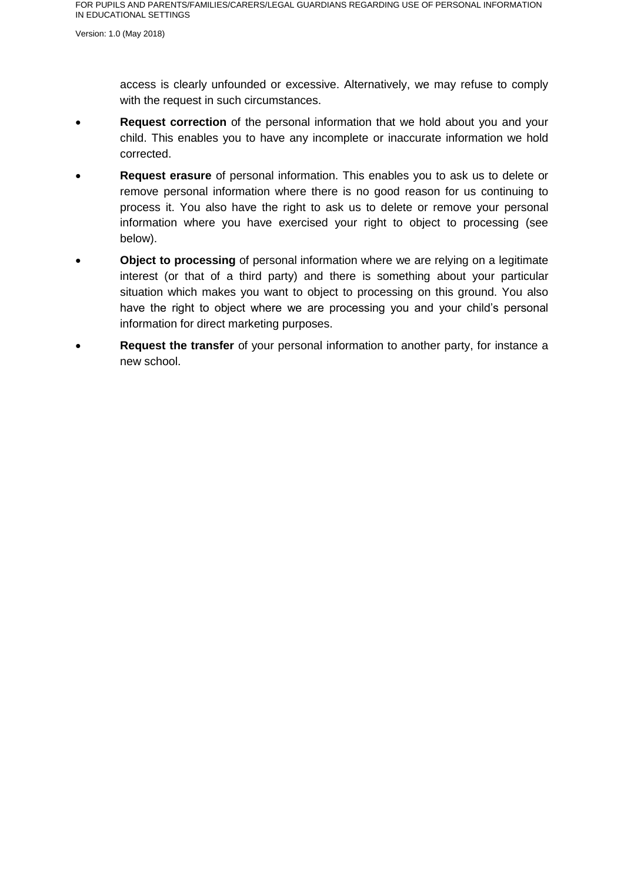access is clearly unfounded or excessive. Alternatively, we may refuse to comply with the request in such circumstances.

- **Request correction** of the personal information that we hold about you and your child. This enables you to have any incomplete or inaccurate information we hold corrected.
- **Request erasure** of personal information. This enables you to ask us to delete or remove personal information where there is no good reason for us continuing to process it. You also have the right to ask us to delete or remove your personal information where you have exercised your right to object to processing (see below).
- **Object to processing** of personal information where we are relying on a legitimate interest (or that of a third party) and there is something about your particular situation which makes you want to object to processing on this ground. You also have the right to object where we are processing you and your child's personal information for direct marketing purposes.
- **Request the transfer** of your personal information to another party, for instance a new school.